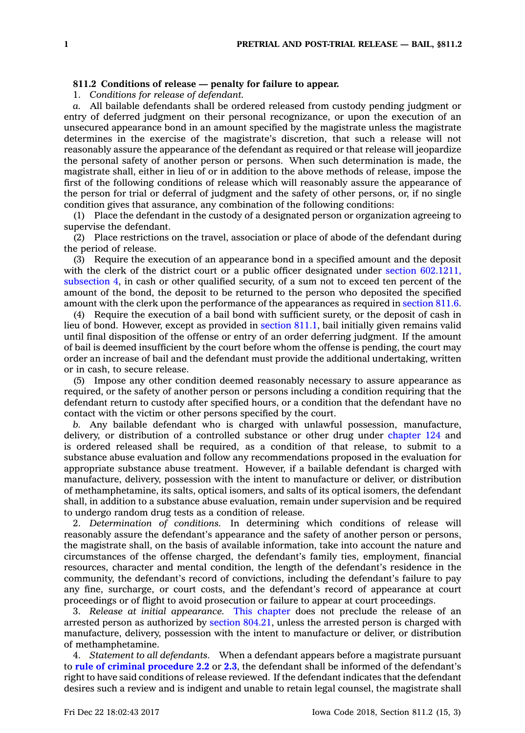**811.2 Conditions of release — penalty for failure to appear.**

1. *Conditions for release of defendant.*

*a.* All bailable defendants shall be ordered released from custody pending judgment or entry of deferred judgment on their personal recognizance, or upon the execution of an unsecured appearance bond in an amount specified by the magistrate unless the magistrate determines in the exercise of the magistrate's discretion, that such a release will not reasonably assure the appearance of the defendant as required or that release will jeopardize the personal safety of another person or persons. When such determination is made, the magistrate shall, either in lieu of or in addition to the above methods of release, impose the first of the following conditions of release which will reasonably assure the appearance of the person for trial or deferral of judgment and the safety of other persons, or, if no single condition gives that assurance, any combination of the following conditions:

(1) Place the defendant in the custody of a designated person or organization agreeing to supervise the defendant.

(2) Place restrictions on the travel, association or place of abode of the defendant during the period of release.

(3) Require the execution of an appearance bond in a specified amount and the deposit with the clerk of the district court or a public officer designated under section 602.1211, subsection 4, in cash or other qualified security, of a sum not to exceed ten percent of the amount of the bond, the deposit to be returned to the person who deposited the specified amount with the clerk upon the performance of the appearances as required in section 811.6.

(4) Require the execution of a bail bond with sufficient surety, or the deposit of cash in lieu of bond. However, except as provided in section 811.1, bail initially given remains valid until final disposition of the offense or entry of an order deferring judgment. If the amount of bail is deemed insufficient by the court before whom the offense is pending, the court may order an increase of bail and the defendant must provide the additional undertaking, written or in cash, to secure release.

(5) Impose any other condition deemed reasonably necessary to assure appearance as required, or the safety of another person or persons including a condition requiring that the defendant return to custody after specified hours, or a condition that the defendant have no contact with the victim or other persons specified by the court.

*b.* Any bailable defendant who is charged with unlawful possession, manufacture, delivery, or distribution of a controlled substance or other drug under chapter 124 and is ordered released shall be required, as a condition of that release, to submit to a substance abuse evaluation and follow any recommendations proposed in the evaluation for appropriate substance abuse treatment. However, if a bailable defendant is charged with manufacture, delivery, possession with the intent to manufacture or deliver, or distribution of methamphetamine, its salts, optical isomers, and salts of its optical isomers, the defendant shall, in addition to a substance abuse evaluation, remain under supervision and be required to undergo random drug tests as a condition of release.

2. *Determination of conditions.* In determining which conditions of release will reasonably assure the defendant's appearance and the safety of another person or persons, the magistrate shall, on the basis of available information, take into account the nature and circumstances of the offense charged, the defendant's family ties, employment, financial resources, character and mental condition, the length of the defendant's residence in the community, the defendant's record of convictions, including the defendant's failure to pay any fine, surcharge, or court costs, and the defendant's record of appearance at court proceedings or of flight to avoid prosecution or failure to appear at court proceedings.

3. *Release at initial appearance.* This chapter does not preclude the release of an arrested person as authorized by section 804.21, unless the arrested person is charged with manufacture, delivery, possession with the intent to manufacture or deliver, or distribution of methamphetamine.

4. *Statement to all defendants.* When a defendant appears before a magistrate pursuant to **rule of criminal procedure 2.2** or **2.3**, the defendant shall be informed of the defendant's right to have said conditions of release reviewed. If the defendant indicates that the defendant desires such a review and is indigent and unable to retain legal counsel, the magistrate shall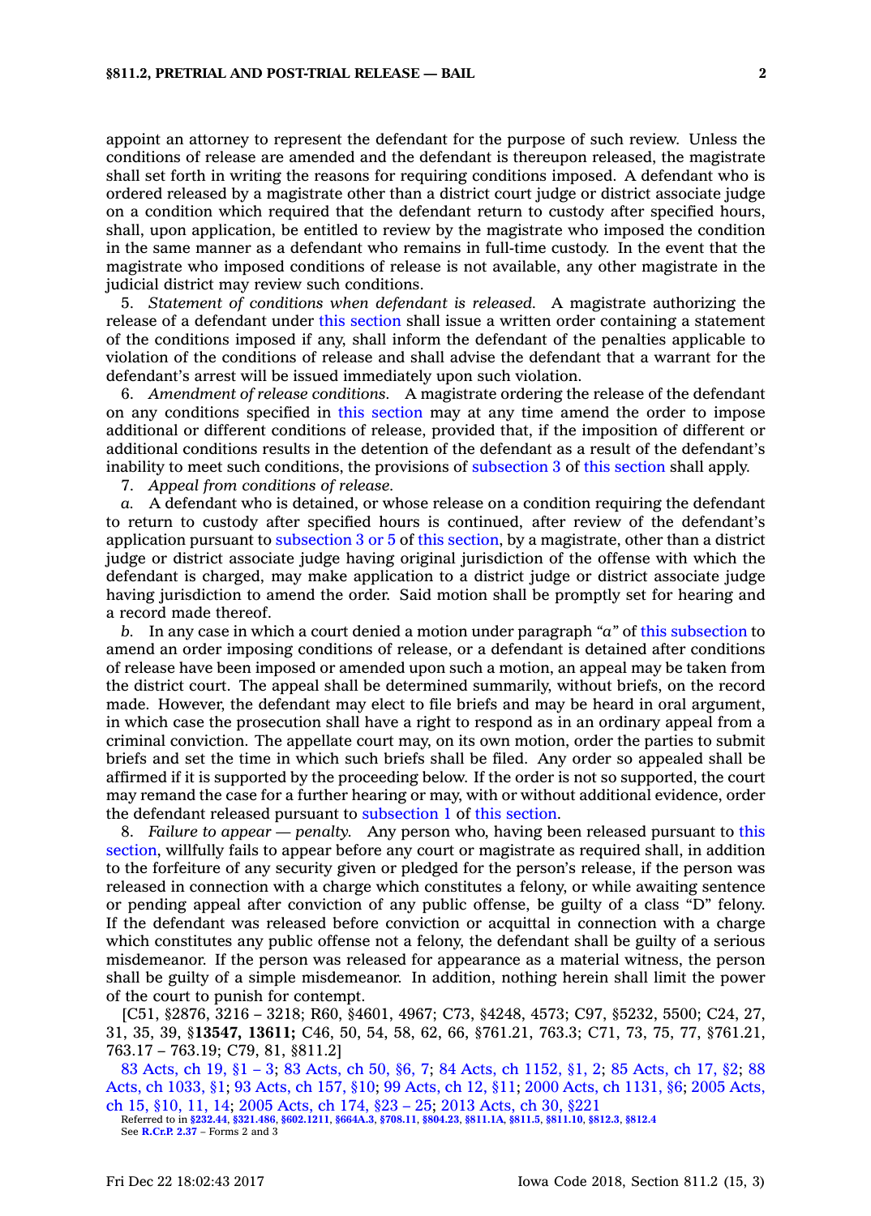appoint an attorney to represent the defendant for the purpose of such review. Unless the conditions of release are amended and the defendant is thereupon released, the magistrate shall set forth in writing the reasons for requiring conditions imposed. A defendant who is ordered released by a magistrate other than a district court judge or district associate judge on a condition which required that the defendant return to custody after specified hours, shall, upon application, be entitled to review by the magistrate who imposed the condition in the same manner as a defendant who remains in full-time custody. In the event that the magistrate who imposed conditions of release is not available, any other magistrate in the judicial district may review such conditions.

5. *Statement of conditions when defendant is released.* A magistrate authorizing the release of a defendant under this section shall issue a written order containing a statement of the conditions imposed if any, shall inform the defendant of the penalties applicable to violation of the conditions of release and shall advise the defendant that a warrant for the defendant's arrest will be issued immediately upon such violation.

6. *Amendment of release conditions.* A magistrate ordering the release of the defendant on any conditions specified in this section may at any time amend the order to impose additional or different conditions of release, provided that, if the imposition of different or additional conditions results in the detention of the defendant as a result of the defendant's inability to meet such conditions, the provisions of subsection 3 of this section shall apply.

7. *Appeal from conditions of release.*

*a.* A defendant who is detained, or whose release on a condition requiring the defendant to return to custody after specified hours is continued, after review of the defendant's application pursuant to subsection 3 or 5 of this section, by a magistrate, other than a district judge or district associate judge having original jurisdiction of the offense with which the defendant is charged, may make application to a district judge or district associate judge having jurisdiction to amend the order. Said motion shall be promptly set for hearing and a record made thereof.

*b.* In any case in which a court denied a motion under paragraph *"a"* of this subsection to amend an order imposing conditions of release, or a defendant is detained after conditions of release have been imposed or amended upon such a motion, an appeal may be taken from the district court. The appeal shall be determined summarily, without briefs, on the record made. However, the defendant may elect to file briefs and may be heard in oral argument, in which case the prosecution shall have a right to respond as in an ordinary appeal from a criminal conviction. The appellate court may, on its own motion, order the parties to submit briefs and set the time in which such briefs shall be filed. Any order so appealed shall be affirmed if it is supported by the proceeding below. If the order is not so supported, the court may remand the case for a further hearing or may, with or without additional evidence, order the defendant released pursuant to subsection 1 of this section.

8. *Failure to appear — penalty.* Any person who, having been released pursuant to this section, willfully fails to appear before any court or magistrate as required shall, in addition to the forfeiture of any security given or pledged for the person's release, if the person was released in connection with a charge which constitutes a felony, or while awaiting sentence or pending appeal after conviction of any public offense, be guilty of a class "D" felony. If the defendant was released before conviction or acquittal in connection with a charge which constitutes any public offense not a felony, the defendant shall be guilty of a serious misdemeanor. If the person was released for appearance as a material witness, the person shall be guilty of a simple misdemeanor. In addition, nothing herein shall limit the power of the court to punish for contempt.

[C51, §2876, 3216 – 3218; R60, §4601, 4967; C73, §4248, 4573; C97, §5232, 5500; C24, 27, 31, 35, 39, §**13547, 13611;** C46, 50, 54, 58, 62, 66, §761.21, 763.3; C71, 73, 75, 77, §761.21, 763.17 – 763.19; C79, 81, §811.2]

83 Acts, ch 19, §1 – 3; 83 Acts, ch 50, §6, 7; 84 Acts, ch 1152, §1, 2; 85 Acts, ch 17, §2; 88 Acts, ch 1033, §1; 93 Acts, ch 157, §10; 99 Acts, ch 12, §11; 2000 Acts, ch 1131, §6; 2005 Acts, ch 15, §10, 11, 14; 2005 Acts, ch 174, §23 – 25; 2013 Acts, ch 30, §221

Referred to in **§232.44**, **§321.486**, **§602.1211**, **§664A.3**, **§708.11**, **§804.23**, **§811.1A**, **§811.5**, **§811.10**, **§812.3**, **§812.4**

See **R.Cr.P. 2.37** – Forms 2 and 3